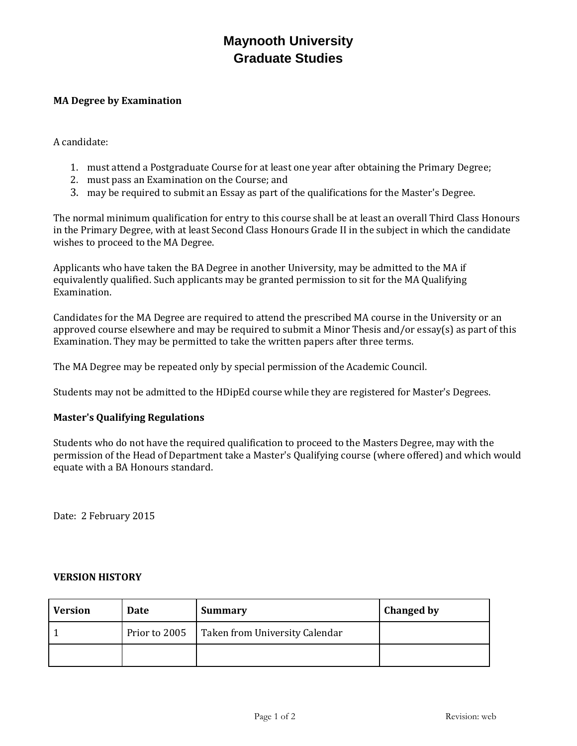# Maynooth University
# Graduate Studies

**MA Degree by Examination**

A candidate:

1. must attend a Postgraduate Course for at least one year after obtaining the Primary Degree;
2. must pass an Examination on the Course; and
3. may be required to submit an Essay as part of the qualifications for the Master's Degree.

The normal minimum qualification for entry to this course shall be at least an overall Third Class Honours in the Primary Degree, with at least Second Class Honours Grade II in the subject in which the candidate wishes to proceed to the MA Degree.

Applicants who have taken the BA Degree in another University, may be admitted to the MA if equivalently qualified. Such applicants may be granted permission to sit for the MA Qualifying Examination.

Candidates for the MA Degree are required to attend the prescribed MA course in the University or an approved course elsewhere and may be required to submit a Minor Thesis and/or essay(s) as part of this Examination. They may be permitted to take the written papers after three terms.

The MA Degree may be repeated only by special permission of the Academic Council.

Students may not be admitted to the HDipEd course while they are registered for Master's Degrees.

**Master's Qualifying Regulations**

Students who do not have the required qualification to proceed to the Masters Degree, may with the permission of the Head of Department take a Master's Qualifying course (where offered) and which would equate with a BA Honours standard.

Date: 2 February 2015

**VERSION HISTORY**

| Version | Date | Summary | Changed by |
|---|---|---|---|
| 1 | Prior to 2005 | Taken from University Calendar | |
| | | | |